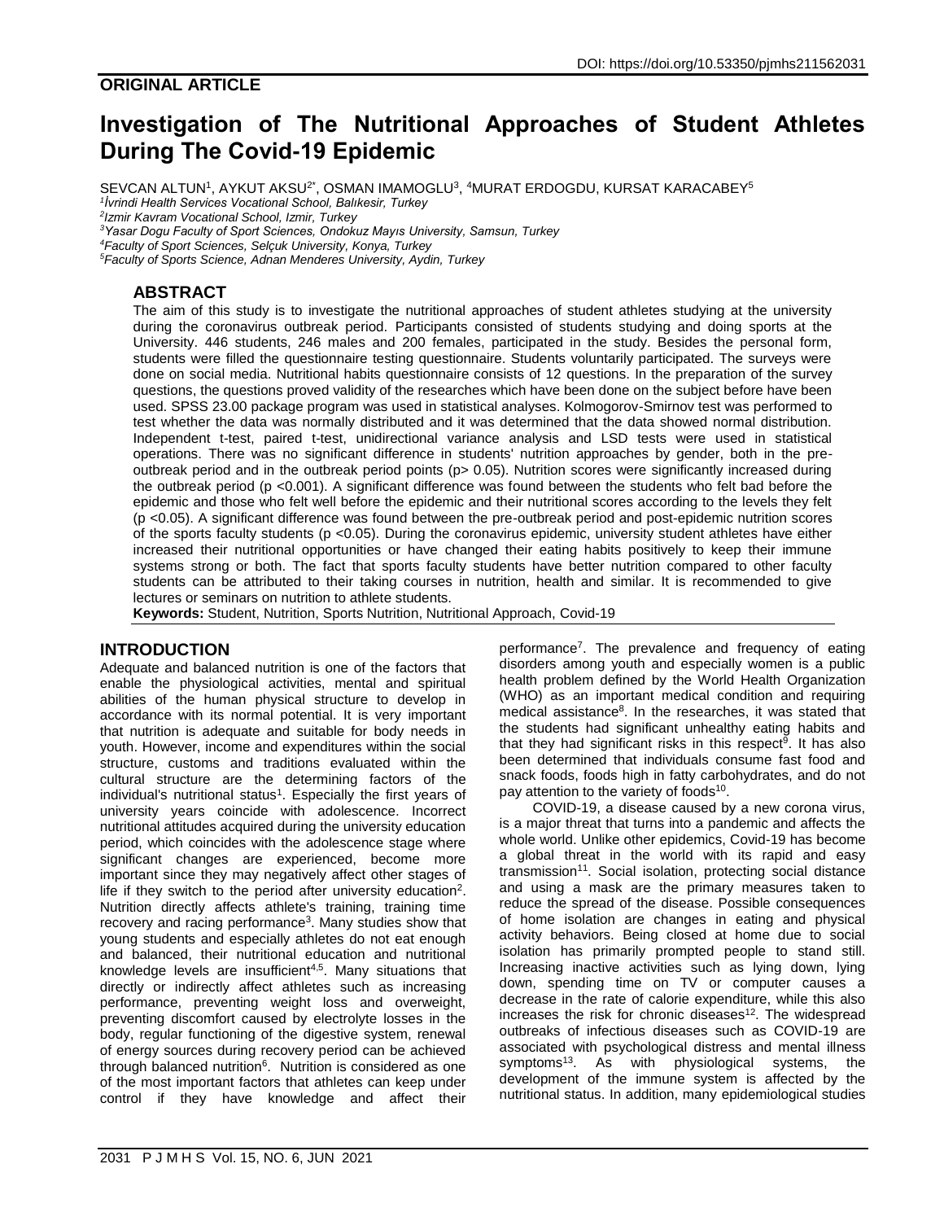DOI: https://doi.org/10.53350/pjmhs211562031

## ORIGINAL ARTICLE

# Investigation of The Nutritional Approaches of Student Athletes During The Covid-19 Epidemic

SEVCAN ALTUN[1], AYKUT AKSU[2*], OSMAN IMAMOGLU[3], [4]MURAT ERDOGDU, KURSAT KARACABEY[5]

[1]*İvrindi Health Services Vocational School, Balıkesir, Turkey*
[2]*Izmir Kavram Vocational School, Izmir, Turkey*
[3]*Yasar Dogu Faculty of Sport Sciences, Ondokuz Mayıs University, Samsun, Turkey*
[4]*Faculty of Sport Sciences, Selçuk University, Konya, Turkey*
[5]*Faculty of Sports Science, Adnan Menderes University, Aydin, Turkey*

## ABSTRACT

The aim of this study is to investigate the nutritional approaches of student athletes studying at the university during the coronavirus outbreak period. Participants consisted of students studying and doing sports at the University. 446 students, 246 males and 200 females, participated in the study. Besides the personal form, students were filled the questionnaire testing questionnaire. Students voluntarily participated. The surveys were done on social media. Nutritional habits questionnaire consists of 12 questions. In the preparation of the survey questions, the questions proved validity of the researches which have been done on the subject before have been used. SPSS 23.00 package program was used in statistical analyses. Kolmogorov-Smirnov test was performed to test whether the data was normally distributed and it was determined that the data showed normal distribution. Independent t-test, paired t-test, unidirectional variance analysis and LSD tests were used in statistical operations. There was no significant difference in students' nutrition approaches by gender, both in the pre-outbreak period and in the outbreak period points ($p > 0.05$). Nutrition scores were significantly increased during the outbreak period ($p < 0.001$). A significant difference was found between the students who felt bad before the epidemic and those who felt well before the epidemic and their nutritional scores according to the levels they felt ($p < 0.05$). A significant difference was found between the pre-outbreak period and post-epidemic nutrition scores of the sports faculty students ($p < 0.05$). During the coronavirus epidemic, university student athletes have either increased their nutritional opportunities or have changed their eating habits positively to keep their immune systems strong or both. The fact that sports faculty students have better nutrition compared to other faculty students can be attributed to their taking courses in nutrition, health and similar. It is recommended to give lectures or seminars on nutrition to athlete students.

**Keywords:** Student, Nutrition, Sports Nutrition, Nutritional Approach, Covid-19

## INTRODUCTION

Adequate and balanced nutrition is one of the factors that enable the physiological activities, mental and spiritual abilities of the human physical structure to develop in accordance with its normal potential. It is very important that nutrition is adequate and suitable for body needs in youth. However, income and expenditures within the social structure, customs and traditions evaluated within the cultural structure are the determining factors of the individual's nutritional status[1]. Especially the first years of university years coincide with adolescence. Incorrect nutritional attitudes acquired during the university education period, which coincides with the adolescence stage where significant changes are experienced, become more important since they may negatively affect other stages of life if they switch to the period after university education[2]. Nutrition directly affects athlete's training, training time recovery and racing performance[3]. Many studies show that young students and especially athletes do not eat enough and balanced, their nutritional education and nutritional knowledge levels are insufficient[4,5]. Many situations that directly or indirectly affect athletes such as increasing performance, preventing weight loss and overweight, preventing discomfort caused by electrolyte losses in the body, regular functioning of the digestive system, renewal of energy sources during recovery period can be achieved through balanced nutrition[6]. Nutrition is considered as one of the most important factors that athletes can keep under control if they have knowledge and affect their performance[7]. The prevalence and frequency of eating disorders among youth and especially women is a public health problem defined by the World Health Organization (WHO) as an important medical condition and requiring medical assistance[8]. In the researches, it was stated that the students had significant unhealthy eating habits and that they had significant risks in this respect[9]. It has also been determined that individuals consume fast food and snack foods, foods high in fatty carbohydrates, and do not pay attention to the variety of foods[10].

COVID-19, a disease caused by a new corona virus, is a major threat that turns into a pandemic and affects the whole world. Unlike other epidemics, Covid-19 has become a global threat in the world with its rapid and easy transmission[11]. Social isolation, protecting social distance and using a mask are the primary measures taken to reduce the spread of the disease. Possible consequences of home isolation are changes in eating and physical activity behaviors. Being closed at home due to social isolation has primarily prompted people to stand still. Increasing inactive activities such as lying down, lying down, spending time on TV or computer causes a decrease in the rate of calorie expenditure, while this also increases the risk for chronic diseases[12]. The widespread outbreaks of infectious diseases such as COVID-19 are associated with psychological distress and mental illness symptoms[13]. As with physiological systems, the development of the immune system is affected by the nutritional status. In addition, many epidemiological studies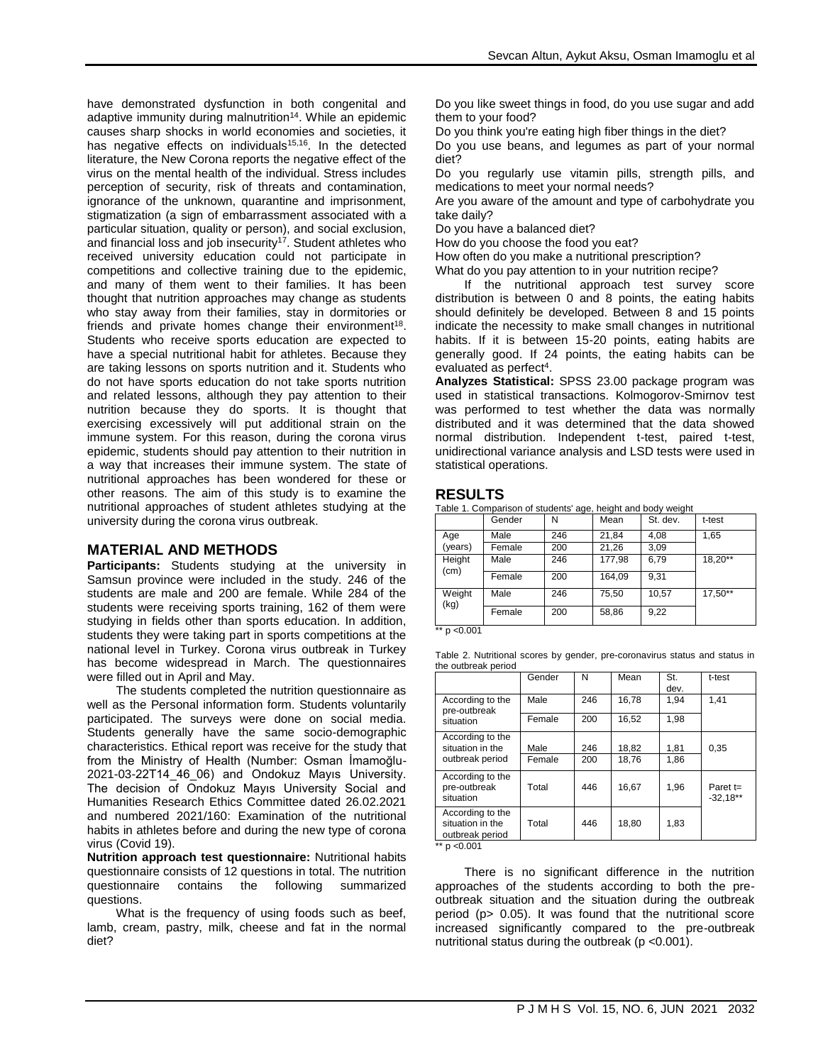have demonstrated dysfunction in both congenital and adaptive immunity during malnutrition[14]. While an epidemic causes sharp shocks in world economies and societies, it has negative effects on individuals[15,16]. In the detected literature, the New Corona reports the negative effect of the virus on the mental health of the individual. Stress includes perception of security, risk of threats and contamination, ignorance of the unknown, quarantine and imprisonment, stigmatization (a sign of embarrassment associated with a particular situation, quality or person), and social exclusion, and financial loss and job insecurity[17]. Student athletes who received university education could not participate in competitions and collective training due to the epidemic, and many of them went to their families. It has been thought that nutrition approaches may change as students who stay away from their families, stay in dormitories or friends and private homes change their environment[18]. Students who receive sports education are expected to have a special nutritional habit for athletes. Because they are taking lessons on sports nutrition and it. Students who do not have sports education do not take sports nutrition and related lessons, although they pay attention to their nutrition because they do sports. It is thought that exercising excessively will put additional strain on the immune system. For this reason, during the corona virus epidemic, students should pay attention to their nutrition in a way that increases their immune system. The state of nutritional approaches has been wondered for these or other reasons. The aim of this study is to examine the nutritional approaches of student athletes studying at the university during the corona virus outbreak.

## MATERIAL AND METHODS

**Participants:** Students studying at the university in Samsun province were included in the study. 246 of the students are male and 200 are female. While 284 of the students were receiving sports training, 162 of them were studying in fields other than sports education. In addition, students they were taking part in sports competitions at the national level in Turkey. Corona virus outbreak in Turkey has become widespread in March. The questionnaires were filled out in April and May.

The students completed the nutrition questionnaire as well as the Personal information form. Students voluntarily participated. The surveys were done on social media. Students generally have the same socio-demographic characteristics. Ethical report was receive for the study that from the Ministry of Health (Number: Osman İmamoğlu-2021-03-22T14_46_06) and Ondokuz Mayıs University. The decision of Ondokuz Mayıs University Social and Humanities Research Ethics Committee dated 26.02.2021 and numbered 2021/160: Examination of the nutritional habits in athletes before and during the new type of corona virus (Covid 19).

**Nutrition approach test questionnaire:** Nutritional habits questionnaire consists of 12 questions in total. The nutrition questionnaire contains the following summarized questions.

What is the frequency of using foods such as beef, lamb, cream, pastry, milk, cheese and fat in the normal diet?

Do you like sweet things in food, do you use sugar and add them to your food?

Do you think you're eating high fiber things in the diet?

Do you use beans, and legumes as part of your normal diet?

Do you regularly use vitamin pills, strength pills, and medications to meet your normal needs?

Are you aware of the amount and type of carbohydrate you take daily?

Do you have a balanced diet?

How do you choose the food you eat?

How often do you make a nutritional prescription?

What do you pay attention to in your nutrition recipe?

If the nutritional approach test survey score distribution is between 0 and 8 points, the eating habits should definitely be developed. Between 8 and 15 points indicate the necessity to make small changes in nutritional habits. If it is between 15-20 points, eating habits are generally good. If 24 points, the eating habits can be evaluated as perfect[4].

**Analyzes Statistical:** SPSS 23.00 package program was used in statistical transactions. Kolmogorov-Smirnov test was performed to test whether the data was normally distributed and it was determined that the data showed normal distribution. Independent t-test, paired t-test, unidirectional variance analysis and LSD tests were used in statistical operations.

## RESULTS

Table 1. Comparison of students' age, height and body weight

| | Gender | N | Mean | St. dev. | t-test |
|---|---|---|---|---|---|
| Age (years) | Male | 246 | 21,84 | 4,08 | 1,65 |
| | Female | 200 | 21,26 | 3,09 | |
| Height (cm) | Male | 246 | 177,98 | 6,79 | 18,20** |
| | Female | 200 | 164,09 | 9,31 | |
| Weight (kg) | Male | 246 | 75,50 | 10,57 | 17,50** |
| | Female | 200 | 58,86 | 9,22 | |

** $p < 0.001$

Table 2. Nutritional scores by gender, pre-coronavirus status and status in the outbreak period

| | Gender | N | Mean | St. dev. | t-test |
|---|---|---|---|---|---|
| According to the pre-outbreak situation | Male | 246 | 16,78 | 1,94 | 1,41 |
| | Female | 200 | 16,52 | 1,98 | |
| According to the situation in the outbreak period | Male | 246 | 18,82 | 1,81 | 0,35 |
| | Female | 200 | 18,76 | 1,86 | |
| According to the pre-outbreak situation | Total | 446 | 16,67 | 1,96 | Paret t= -32,18** |
| According to the situation in the outbreak period | Total | 446 | 18,80 | 1,83 | |

** $p < 0.001$

There is no significant difference in the nutrition approaches of the students according to both the pre-outbreak situation and the situation during the outbreak period ($p > 0.05$). It was found that the nutritional score increased significantly compared to the pre-outbreak nutritional status during the outbreak ($p < 0.001$).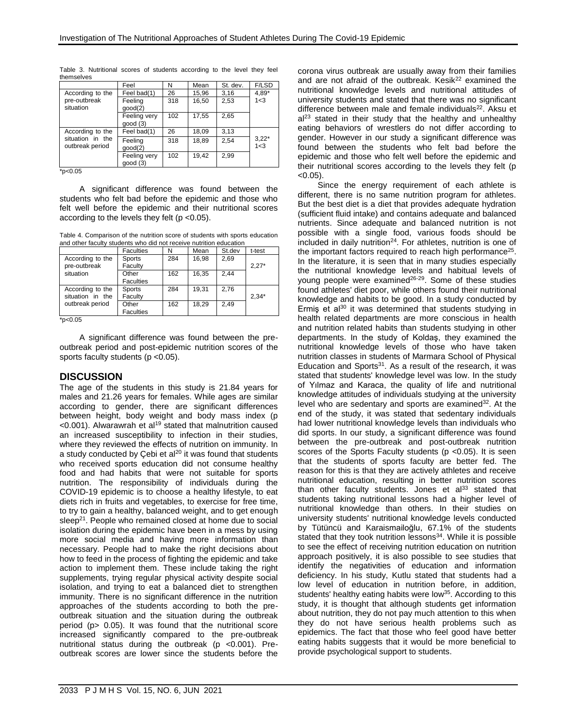Table 3. Nutritional scores of students according to the level they feel themselves

| | Feel | N | Mean | St. dev. | F/LSD |
|---|---|---|---|---|---|
| According to the pre-outbreak situation | Feel bad(1) | 26 | 15,96 | 3,16 | 4,89* 1<3 |
| | Feeling good(2) | 318 | 16,50 | 2,53 | |
| | Feeling very good (3) | 102 | 17,55 | 2,65 | |
| According to the situation in the outbreak period | Feel bad(1) | 26 | 18,09 | 3,13 | 3,22* 1<3 |
| | Feeling good(2) | 318 | 18,89 | 2,54 | |
| | Feeling very good (3) | 102 | 19,42 | 2,99 | |

*p<0.05

A significant difference was found between the students who felt bad before the epidemic and those who felt well before the epidemic and their nutritional scores according to the levels they felt ($p < 0.05$).

Table 4. Comparison of the nutrition score of students with sports education and other faculty students who did not receive nutrition education

| | Faculties | N | Mean | St.dev | t-test |
|---|---|---|---|---|---|
| According to the pre-outbreak situation | Sports Faculty | 284 | 16,98 | 2,69 | 2,27* |
| | Other Faculties | 162 | 16,35 | 2,44 | |
| According to the situation in the outbreak period | Sports Faculty | 284 | 19,31 | 2,76 | 2,34* |
| | Other Faculties | 162 | 18,29 | 2,49 | |

*p<0.05

A significant difference was found between the pre-outbreak period and post-epidemic nutrition scores of the sports faculty students ($p < 0.05$).

## DISCUSSION

The age of the students in this study is 21.84 years for males and 21.26 years for females. While ages are similar according to gender, there are significant differences between height, body weight and body mass index ($p < 0.001$). Alwarawrah et al[19] stated that malnutrition caused an increased susceptibility to infection in their studies, where they reviewed the effects of nutrition on immunity. In a study conducted by Çebi et al[20] it was found that students who received sports education did not consume healthy food and had habits that were not suitable for sports nutrition. The responsibility of individuals during the COVID-19 epidemic is to choose a healthy lifestyle, to eat diets rich in fruits and vegetables, to exercise for free time, to try to gain a healthy, balanced weight, and to get enough sleep[21]. People who remained closed at home due to social isolation during the epidemic have been in a mess by using more social media and having more information than necessary. People had to make the right decisions about how to feed in the process of fighting the epidemic and take action to implement them. These include taking the right supplements, trying regular physical activity despite social isolation, and trying to eat a balanced diet to strengthen immunity. There is no significant difference in the nutrition approaches of the students according to both the pre-outbreak situation and the situation during the outbreak period ($p > 0.05$). It was found that the nutritional score increased significantly compared to the pre-outbreak nutritional status during the outbreak ($p < 0.001$). Pre-outbreak scores are lower since the students before the corona virus outbreak are usually away from their families and are not afraid of the outbreak. Kesik[22] examined the nutritional knowledge levels and nutritional attitudes of university students and stated that there was no significant difference between male and female individuals[22]. Aksu et al[23] stated in their study that the healthy and unhealthy eating behaviors of wrestlers do not differ according to gender. However in our study a significant difference was found between the students who felt bad before the epidemic and those who felt well before the epidemic and their nutritional scores according to the levels they felt ($p < 0.05$).

Since the energy requirement of each athlete is different, there is no same nutrition program for athletes. But the best diet is a diet that provides adequate hydration (sufficient fluid intake) and contains adequate and balanced nutrients. Since adequate and balanced nutrition is not possible with a single food, various foods should be included in daily nutrition[24]. For athletes, nutrition is one of the important factors required to reach high performance[25]. In the literature, it is seen that in many studies especially the nutritional knowledge levels and habitual levels of young people were examined[26-29]. Some of these studies found athletes' diet poor, while others found their nutritional knowledge and habits to be good. In a study conducted by Ermiş et al[30] it was determined that students studying in health related departments are more conscious in health and nutrition related habits than students studying in other departments. In the study of Koldaş, they examined the nutritional knowledge levels of those who have taken nutrition classes in students of Marmara School of Physical Education and Sports[31]. As a result of the research, it was stated that students' knowledge level was low. In the study of Yılmaz and Karaca, the quality of life and nutritional knowledge attitudes of individuals studying at the university level who are sedentary and sports are examined[32]. At the end of the study, it was stated that sedentary individuals had lower nutritional knowledge levels than individuals who did sports. In our study, a significant difference was found between the pre-outbreak and post-outbreak nutrition scores of the Sports Faculty students ($p < 0.05$). It is seen that the students of sports faculty are better fed. The reason for this is that they are actively athletes and receive nutritional education, resulting in better nutrition scores than other faculty students. Jones et al[33] stated that students taking nutritional lessons had a higher level of nutritional knowledge than others. In their studies on university students' nutritional knowledge levels conducted by Tütüncü and Karaismailoğlu, 67.1% of the students stated that they took nutrition lessons[34]. While it is possible to see the effect of receiving nutrition education on nutrition approach positively, it is also possible to see studies that identify the negativities of education and information deficiency. In his study, Kutlu stated that students had a low level of education in nutrition before, in addition, students' healthy eating habits were low[35]. According to this study, it is thought that although students get information about nutrition, they do not pay much attention to this when they do not have serious health problems such as epidemics. The fact that those who feel good have better eating habits suggests that it would be more beneficial to provide psychological support to students.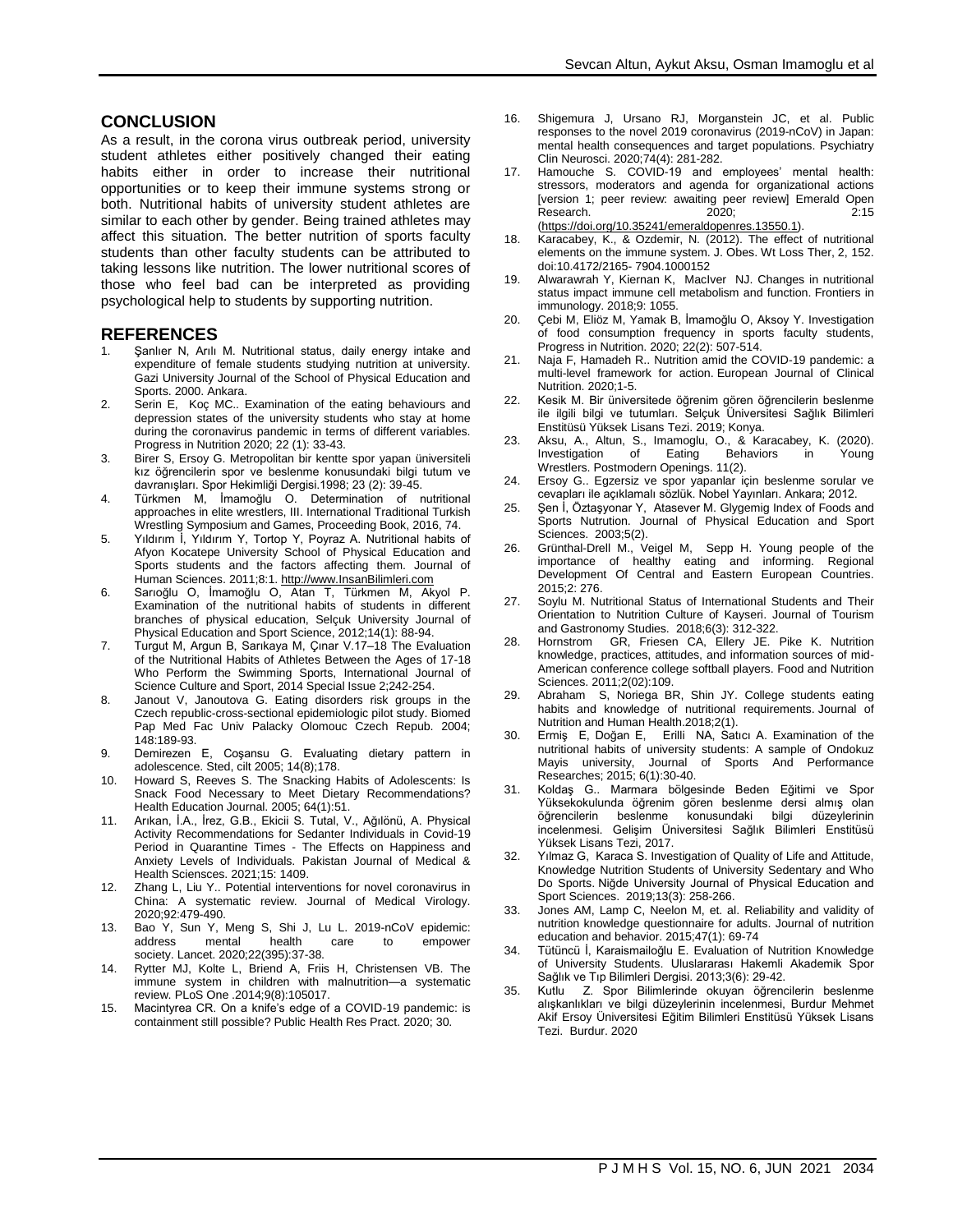## CONCLUSION

As a result, in the corona virus outbreak period, university student athletes either positively changed their eating habits either in order to increase their nutritional opportunities or to keep their immune systems strong or both. Nutritional habits of university student athletes are similar to each other by gender. Being trained athletes may affect this situation. The better nutrition of sports faculty students than other faculty students can be attributed to taking lessons like nutrition. The lower nutritional scores of those who feel bad can be interpreted as providing psychological help to students by supporting nutrition.

## REFERENCES

1. Şanlıer N, Arılı M. Nutritional status, daily energy intake and expenditure of female students studying nutrition at university. Gazi University Journal of the School of Physical Education and Sports. 2000. Ankara.
2. Serin E, Koç MC.. Examination of the eating behaviours and depression states of the university students who stay at home during the coronavirus pandemic in terms of different variables. Progress in Nutrition 2020; 22 (1): 33-43.
3. Birer S, Ersoy G. Metropolitan bir kentte spor yapan üniversiteli kız öğrencilerin spor ve beslenme konusundaki bilgi tutum ve davranışları. Spor Hekimliği Dergisi.1998; 23 (2): 39-45.
4. Türkmen M, İmamoğlu O. Determination of nutritional approaches in elite wrestlers, III. International Traditional Turkish Wrestling Symposium and Games, Proceeding Book, 2016, 74.
5. Yıldırım İ, Yıldırım Y, Tortop Y, Poyraz A. Nutritional habits of Afyon Kocatepe University School of Physical Education and Sports students and the factors affecting them. Journal of Human Sciences. 2011;8:1. http://www.InsanBilimleri.com
6. Sarıoğlu O, İmamoğlu O, Atan T, Türkmen M, Akyol P. Examination of the nutritional habits of students in different branches of physical education, Selçuk University Journal of Physical Education and Sport Science, 2012;14(1): 88-94.
7. Turgut M, Argun B, Sarıkaya M, Çınar V.17–18 The Evaluation of the Nutritional Habits of Athletes Between the Ages of 17-18 Who Perform the Swimming Sports, International Journal of Science Culture and Sport, 2014 Special Issue 2;242-254.
8. Janout V, Janoutova G. Eating disorders risk groups in the Czech republic-cross-sectional epidemiologic pilot study. Biomed Pap Med Fac Univ Palacky Olomouc Czech Repub. 2004; 148:189-93.
9. Demirezen E, Coşansu G. Evaluating dietary pattern in adolescence. Sted, cilt 2005; 14(8);178.
10. Howard S, Reeves S. The Snacking Habits of Adolescents: Is Snack Food Necessary to Meet Dietary Recommendations? Health Education Journal. 2005; 64(1):51.
11. Arıkan, İ.A., İrez, G.B., Ekicii S. Tutal, V., Ağılönü, A. Physical Activity Recommendations for Sedanter Individuals in Covid-19 Period in Quarantine Times - The Effects on Happiness and Anxiety Levels of Individuals. Pakistan Journal of Medical & Health Sciensces. 2021;15: 1409.
12. Zhang L, Liu Y.. Potential interventions for novel coronavirus in China: A systematic review. Journal of Medical Virology. 2020;92:479-490.
13. Bao Y, Sun Y, Meng S, Shi J, Lu L. 2019-nCoV epidemic: address mental health care to empower society. Lancet. 2020;22(395):37-38.
14. Rytter MJ, Kolte L, Briend A, Friis H, Christensen VB. The immune system in children with malnutrition—a systematic review. PLoS One .2014;9(8):105017.
15. Macintyrea CR. On a knife's edge of a COVID-19 pandemic: is containment still possible? Public Health Res Pract. 2020; 30.
16. Shigemura J, Ursano RJ, Morganstein JC, et al. Public responses to the novel 2019 coronavirus (2019-nCoV) in Japan: mental health consequences and target populations. Psychiatry Clin Neurosci. 2020;74(4): 281-282.
17. Hamouche S. COVID-19 and employees' mental health: stressors, moderators and agenda for organizational actions [version 1; peer review: awaiting peer review] Emerald Open Research. 2020; 2:15 (https://doi.org/10.35241/emeraldopenres.13550.1).
18. Karacabey, K., & Ozdemir, N. (2012). The effect of nutritional elements on the immune system. J. Obes. Wt Loss Ther, 2, 152. doi:10.4172/2165- 7904.1000152
19. Alwarawrah Y, Kiernan K, MacIver NJ. Changes in nutritional status impact immune cell metabolism and function. Frontiers in immunology. 2018;9: 1055.
20. Çebi M, Eliöz M, Yamak B, İmamoğlu O, Aksoy Y. Investigation of food consumption frequency in sports faculty students, Progress in Nutrition. 2020; 22(2): 507-514.
21. Naja F, Hamadeh R.. Nutrition amid the COVID-19 pandemic: a multi-level framework for action. European Journal of Clinical Nutrition. 2020;1-5.
22. Kesik M. Bir üniversitede öğrenim gören öğrencilerin beslenme ile ilgili bilgi ve tutumları. Selçuk Üniversitesi Sağlık Bilimleri Enstitüsü Yüksek Lisans Tezi. 2019; Konya.
23. Aksu, A., Altun, S., Imamoglu, O., & Karacabey, K. (2020). Investigation of Eating Behaviors in Young Wrestlers. Postmodern Openings. 11(2).
24. Ersoy G.. Egzersiz ve spor yapanlar için beslenme sorular ve cevapları ile açıklamalı sözlük. Nobel Yayınları. Ankara; 2012.
25. Şen İ, Öztaşyonar Y, Atasever M. Glygemig Index of Foods and Sports Nutrution. Journal of Physical Education and Sport Sciences. 2003;5(2).
26. Grünthal-Drell M., Veigel M, Sepp H. Young people of the importance of healthy eating and informing. Regional Development Of Central and Eastern European Countries. 2015;2: 276.
27. Soylu M. Nutritional Status of International Students and Their Orientation to Nutrition Culture of Kayseri. Journal of Tourism and Gastronomy Studies. 2018;6(3): 312-322.
28. Hornstrom GR, Friesen CA, Ellery JE. Pike K. Nutrition knowledge, practices, attitudes, and information sources of mid-American conference college softball players. Food and Nutrition Sciences. 2011;2(02):109.
29. Abraham S, Noriega BR, Shin JY. College students eating habits and knowledge of nutritional requirements. Journal of Nutrition and Human Health.2018;2(1).
30. Ermiş E, Doğan E, Erilli NA, Satıcı A. Examination of the nutritional habits of university students: A sample of Ondokuz Mayis university, Journal of Sports And Performance Researches; 2015; 6(1):30-40.
31. Koldaş G.. Marmara bölgesinde Beden Eğitimi ve Spor Yüksekokulunda öğrenim gören beslenme dersi almış olan öğrencilerin beslenme konusundaki bilgi düzeylerinin incelenmesi. Gelişim Üniversitesi Sağlık Bilimleri Enstitüsü Yüksek Lisans Tezi, 2017.
32. Yılmaz G, Karaca S. Investigation of Quality of Life and Attitude, Knowledge Nutrition Students of University Sedentary and Who Do Sports. Niğde University Journal of Physical Education and Sport Sciences. 2019;13(3): 258-266.
33. Jones AM, Lamp C, Neelon M, et. al. Reliability and validity of nutrition knowledge questionnaire for adults. Journal of nutrition education and behavior. 2015;47(1): 69-74
34. Tütüncü İ, Karaismailoğlu E. Evaluation of Nutrition Knowledge of University Students. Uluslararası Hakemli Akademik Spor Sağlık ve Tıp Bilimleri Dergisi. 2013;3(6): 29-42.
35. Kutlu Z. Spor Bilimlerinde okuyan öğrencilerin beslenme alışkanlıkları ve bilgi düzeylerinin incelenmesi, Burdur Mehmet Akif Ersoy Üniversitesi Eğitim Bilimleri Enstitüsü Yüksek Lisans Tezi. Burdur. 2020